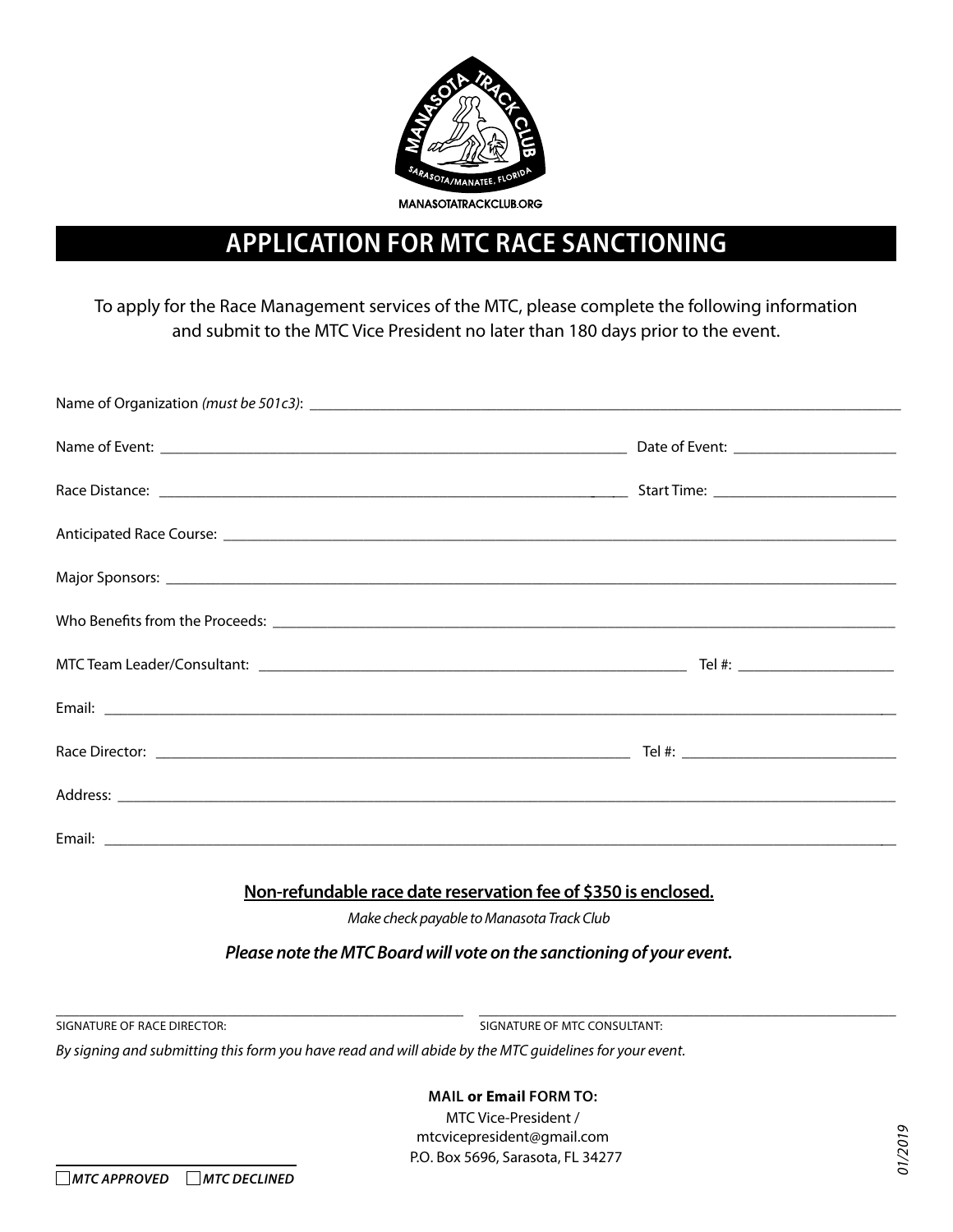MANASOTA TRACK CLUB

SARASOTA/MANATEE, FLORIDA

MANASOTATRACKCLUB.ORG

# APPLICATION FOR MTC RACE SANCTIONING

To apply for the Race Management services of the MTC, please complete the following information and submit to the MTC Vice President no later than 180 days prior to the event.

Name of Organization *(must be 501c3)*: ______________________________________________

Name of Event: ______________________________________ Date of Event: ____________________

Race Distance: ______________________________________ Start Time: ____________________

Anticipated Race Course: ______________________________________________

Major Sponsors: ______________________________________________

Who Benefits from the Proceeds: ______________________________________________

MTC Team Leader/Consultant: ______________________________________ Tel #: ____________________

Email: ______________________________________________

Race Director: ______________________________________ Tel #: ____________________

Address: ______________________________________________

Email: ______________________________________________

**Non-refundable race date reservation fee of $350 is enclosed.**

*Make check payable to Manasota Track Club*

***Please note the MTC Board will vote on the sanctioning of your event.***

______________________________ ______________________________

SIGNATURE OF RACE DIRECTOR: SIGNATURE OF MTC CONSULTANT:

*By signing and submitting this form you have read and will abide by the MTC guidelines for your event.*

**MAIL or Email FORM TO:**

MTC Vice-President /
mtcvicepresident@gmail.com
P.O. Box 5696, Sarasota, FL 34277

☐ ***MTC APPROVED*** ☐ ***MTC DECLINED***

*01/2019*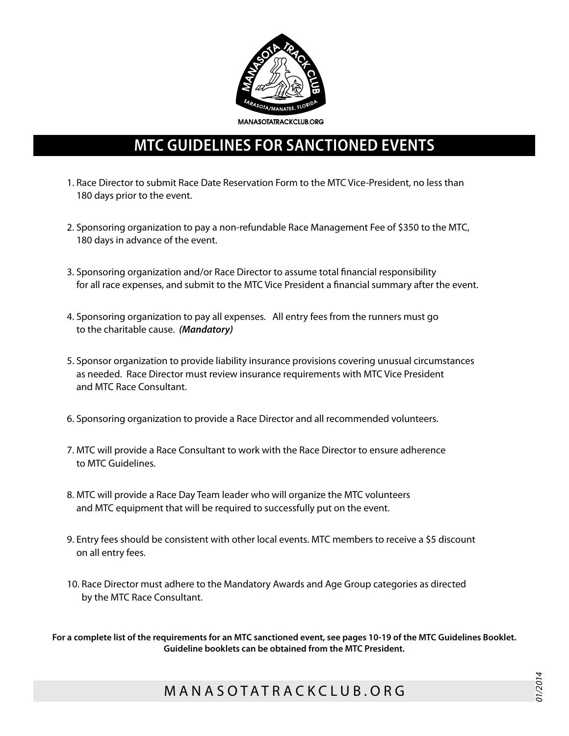MANASOTA TRACK CLUB

SARASOTA/MANATEE, FLORIDA

MANASOTATRACKCLUB.ORG

# MTC GUIDELINES FOR SANCTIONED EVENTS

1. Race Director to submit Race Date Reservation Form to the MTC Vice-President, no less than 180 days prior to the event.

2. Sponsoring organization to pay a non-refundable Race Management Fee of $350 to the MTC, 180 days in advance of the event.

3. Sponsoring organization and/or Race Director to assume total financial responsibility for all race expenses, and submit to the MTC Vice President a financial summary after the event.

4. Sponsoring organization to pay all expenses. All entry fees from the runners must go to the charitable cause. ***(Mandatory)***

5. Sponsor organization to provide liability insurance provisions covering unusual circumstances as needed. Race Director must review insurance requirements with MTC Vice President and MTC Race Consultant.

6. Sponsoring organization to provide a Race Director and all recommended volunteers.

7. MTC will provide a Race Consultant to work with the Race Director to ensure adherence to MTC Guidelines.

8. MTC will provide a Race Day Team leader who will organize the MTC volunteers and MTC equipment that will be required to successfully put on the event.

9. Entry fees should be consistent with other local events. MTC members to receive a $5 discount on all entry fees.

10. Race Director must adhere to the Mandatory Awards and Age Group categories as directed by the MTC Race Consultant.

**For a complete list of the requirements for an MTC sanctioned event, see pages 10-19 of the MTC Guidelines Booklet. Guideline booklets can be obtained from the MTC President.**

MANASOTATRACKCLUB.ORG

*01/2014*